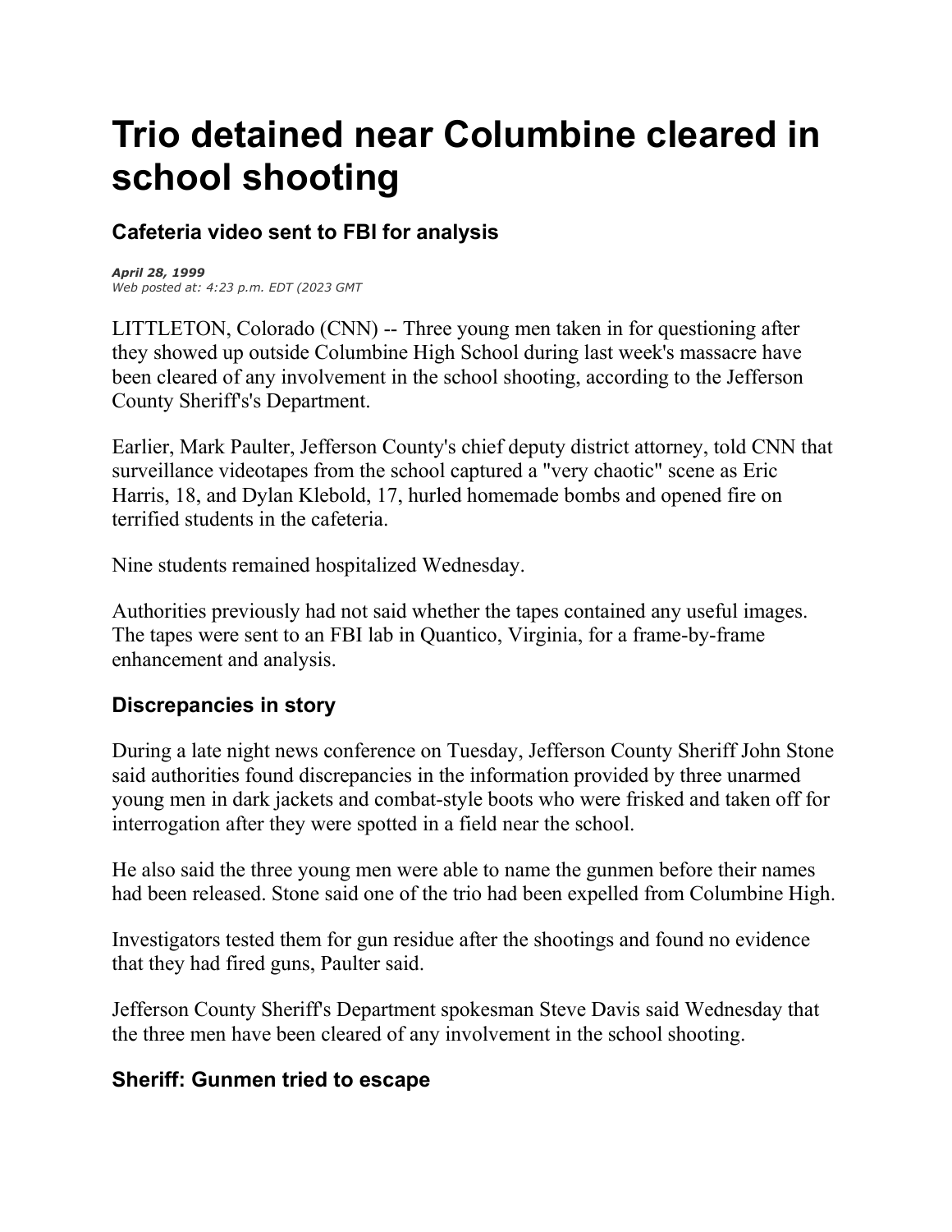# Trio detained near Columbine cleared in school shooting

## Cafeteria video sent to FBI for analysis

***April 28, 1999***
*Web posted at: 4:23 p.m. EDT (2023 GMT*

LITTLETON, Colorado (CNN) -- Three young men taken in for questioning after they showed up outside Columbine High School during last week's massacre have been cleared of any involvement in the school shooting, according to the Jefferson County Sheriff's's Department.

Earlier, Mark Paulter, Jefferson County's chief deputy district attorney, told CNN that surveillance videotapes from the school captured a "very chaotic" scene as Eric Harris, 18, and Dylan Klebold, 17, hurled homemade bombs and opened fire on terrified students in the cafeteria.

Nine students remained hospitalized Wednesday.

Authorities previously had not said whether the tapes contained any useful images. The tapes were sent to an FBI lab in Quantico, Virginia, for a frame-by-frame enhancement and analysis.

### Discrepancies in story

During a late night news conference on Tuesday, Jefferson County Sheriff John Stone said authorities found discrepancies in the information provided by three unarmed young men in dark jackets and combat-style boots who were frisked and taken off for interrogation after they were spotted in a field near the school.

He also said the three young men were able to name the gunmen before their names had been released. Stone said one of the trio had been expelled from Columbine High.

Investigators tested them for gun residue after the shootings and found no evidence that they had fired guns, Paulter said.

Jefferson County Sheriff's Department spokesman Steve Davis said Wednesday that the three men have been cleared of any involvement in the school shooting.

### Sheriff: Gunmen tried to escape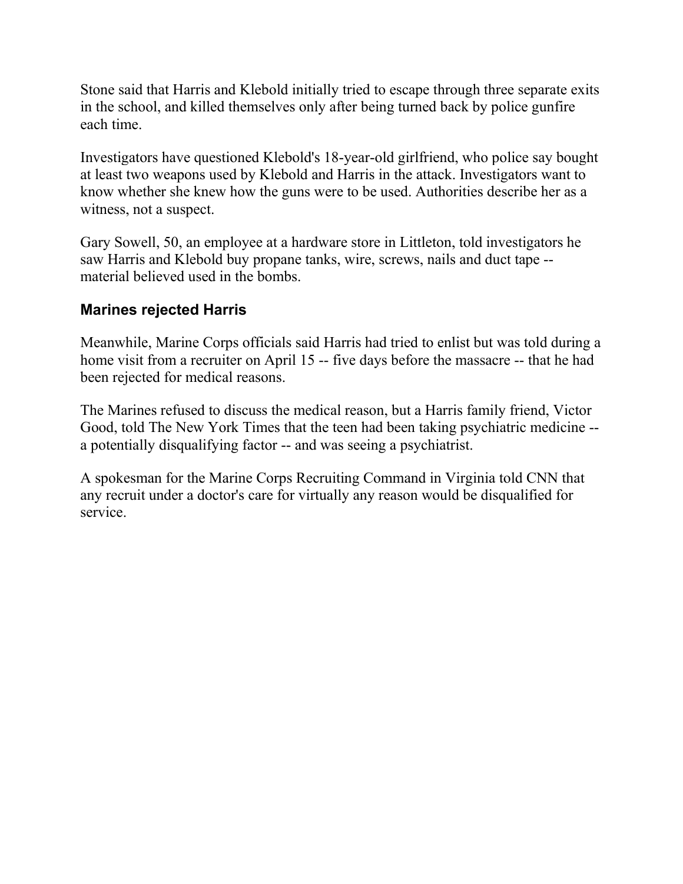Stone said that Harris and Klebold initially tried to escape through three separate exits in the school, and killed themselves only after being turned back by police gunfire each time.

Investigators have questioned Klebold's 18-year-old girlfriend, who police say bought at least two weapons used by Klebold and Harris in the attack. Investigators want to know whether she knew how the guns were to be used. Authorities describe her as a witness, not a suspect.

Gary Sowell, 50, an employee at a hardware store in Littleton, told investigators he saw Harris and Klebold buy propane tanks, wire, screws, nails and duct tape -- material believed used in the bombs.

### Marines rejected Harris

Meanwhile, Marine Corps officials said Harris had tried to enlist but was told during a home visit from a recruiter on April 15 -- five days before the massacre -- that he had been rejected for medical reasons.

The Marines refused to discuss the medical reason, but a Harris family friend, Victor Good, told The New York Times that the teen had been taking psychiatric medicine -- a potentially disqualifying factor -- and was seeing a psychiatrist.

A spokesman for the Marine Corps Recruiting Command in Virginia told CNN that any recruit under a doctor's care for virtually any reason would be disqualified for service.